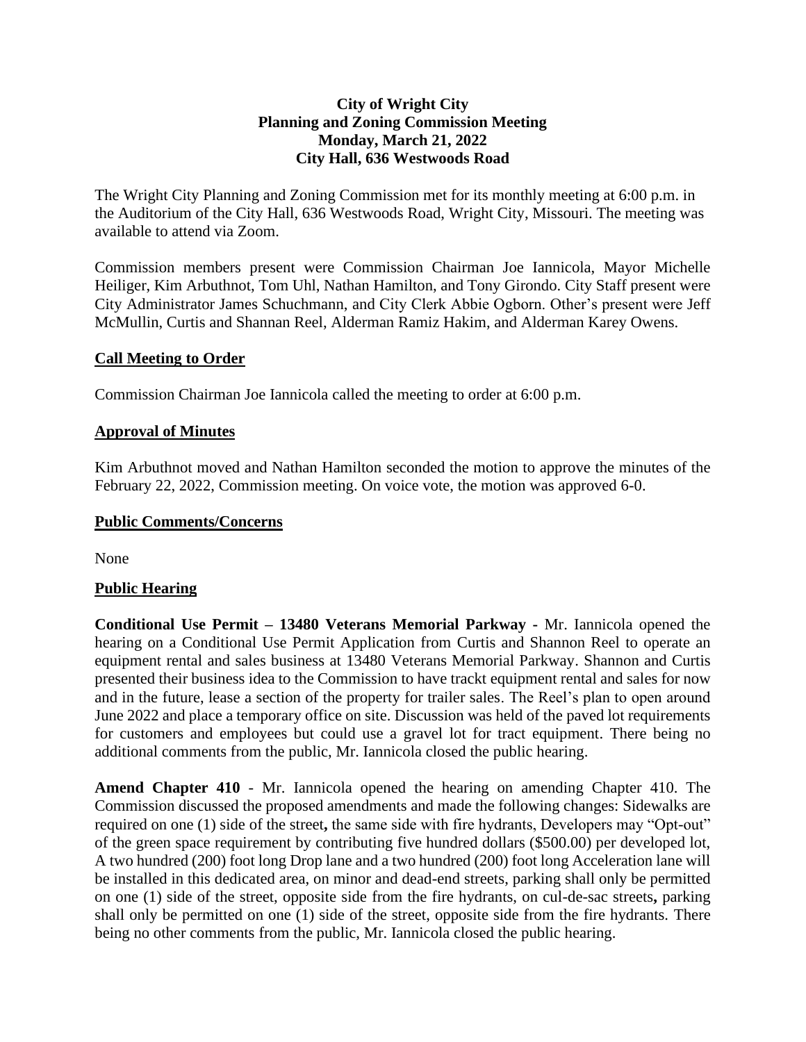**City of Wright City**
**Planning and Zoning Commission Meeting**
**Monday, March 21, 2022**
**City Hall, 636 Westwoods Road**

The Wright City Planning and Zoning Commission met for its monthly meeting at 6:00 p.m. in the Auditorium of the City Hall, 636 Westwoods Road, Wright City, Missouri. The meeting was available to attend via Zoom.

Commission members present were Commission Chairman Joe Iannicola, Mayor Michelle Heiliger, Kim Arbuthnot, Tom Uhl, Nathan Hamilton, and Tony Girondo. City Staff present were City Administrator James Schuchmann, and City Clerk Abbie Ogborn. Other's present were Jeff McMullin, Curtis and Shannan Reel, Alderman Ramiz Hakim, and Alderman Karey Owens.

## Call Meeting to Order

Commission Chairman Joe Iannicola called the meeting to order at 6:00 p.m.

## Approval of Minutes

Kim Arbuthnot moved and Nathan Hamilton seconded the motion to approve the minutes of the February 22, 2022, Commission meeting. On voice vote, the motion was approved 6-0.

## Public Comments/Concerns

None

## Public Hearing

**Conditional Use Permit – 13480 Veterans Memorial Parkway -** Mr. Iannicola opened the hearing on a Conditional Use Permit Application from Curtis and Shannon Reel to operate an equipment rental and sales business at 13480 Veterans Memorial Parkway. Shannon and Curtis presented their business idea to the Commission to have trackt equipment rental and sales for now and in the future, lease a section of the property for trailer sales. The Reel's plan to open around June 2022 and place a temporary office on site. Discussion was held of the paved lot requirements for customers and employees but could use a gravel lot for tract equipment. There being no additional comments from the public, Mr. Iannicola closed the public hearing.

**Amend Chapter 410** - Mr. Iannicola opened the hearing on amending Chapter 410. The Commission discussed the proposed amendments and made the following changes: Sidewalks are required on one (1) side of the street**,** the same side with fire hydrants, Developers may "Opt-out" of the green space requirement by contributing five hundred dollars ($500.00) per developed lot, A two hundred (200) foot long Drop lane and a two hundred (200) foot long Acceleration lane will be installed in this dedicated area, on minor and dead-end streets, parking shall only be permitted on one (1) side of the street, opposite side from the fire hydrants, on cul-de-sac streets**,** parking shall only be permitted on one (1) side of the street, opposite side from the fire hydrants. There being no other comments from the public, Mr. Iannicola closed the public hearing.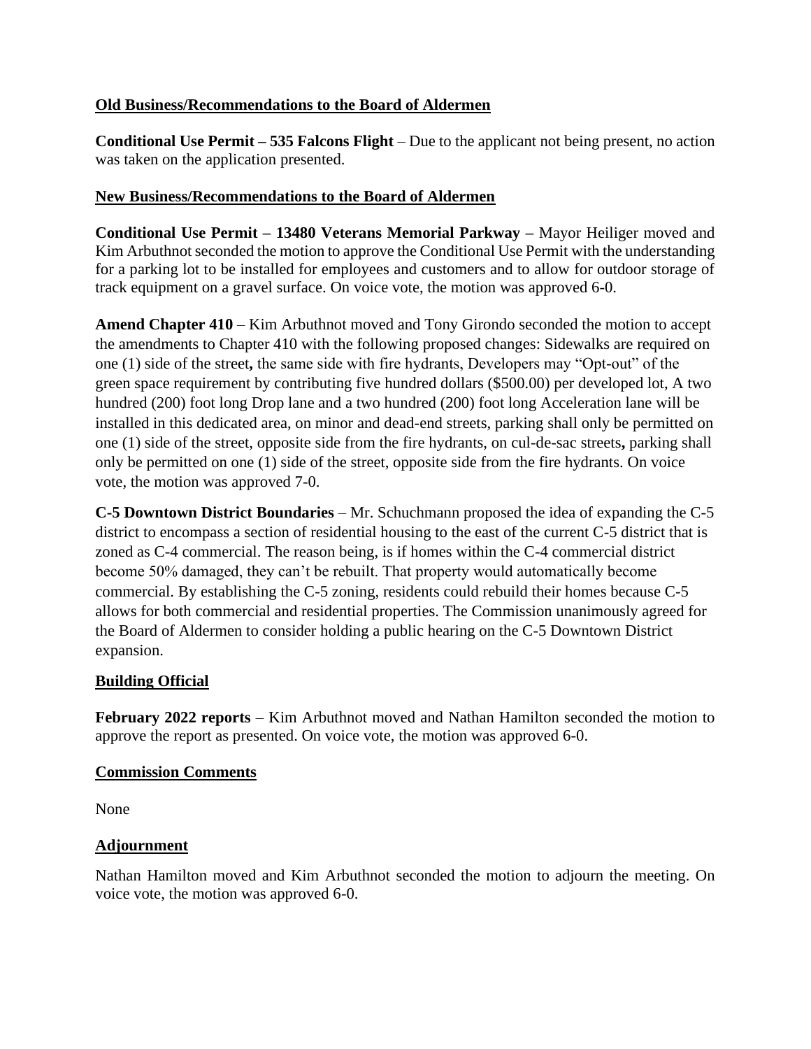**Old Business/Recommendations to the Board of Aldermen**

**Conditional Use Permit – 535 Falcons Flight** – Due to the applicant not being present, no action was taken on the application presented.

**New Business/Recommendations to the Board of Aldermen**

**Conditional Use Permit – 13480 Veterans Memorial Parkway –** Mayor Heiliger moved and Kim Arbuthnot seconded the motion to approve the Conditional Use Permit with the understanding for a parking lot to be installed for employees and customers and to allow for outdoor storage of track equipment on a gravel surface. On voice vote, the motion was approved 6-0.

**Amend Chapter 410** – Kim Arbuthnot moved and Tony Girondo seconded the motion to accept the amendments to Chapter 410 with the following proposed changes: Sidewalks are required on one (1) side of the street**,** the same side with fire hydrants, Developers may "Opt-out" of the green space requirement by contributing five hundred dollars ($500.00) per developed lot, A two hundred (200) foot long Drop lane and a two hundred (200) foot long Acceleration lane will be installed in this dedicated area, on minor and dead-end streets, parking shall only be permitted on one (1) side of the street, opposite side from the fire hydrants, on cul-de-sac streets**,** parking shall only be permitted on one (1) side of the street, opposite side from the fire hydrants. On voice vote, the motion was approved 7-0.

**C-5 Downtown District Boundaries** – Mr. Schuchmann proposed the idea of expanding the C-5 district to encompass a section of residential housing to the east of the current C-5 district that is zoned as C-4 commercial. The reason being, is if homes within the C-4 commercial district become 50% damaged, they can't be rebuilt. That property would automatically become commercial. By establishing the C-5 zoning, residents could rebuild their homes because C-5 allows for both commercial and residential properties. The Commission unanimously agreed for the Board of Aldermen to consider holding a public hearing on the C-5 Downtown District expansion.

**Building Official**

**February 2022 reports** – Kim Arbuthnot moved and Nathan Hamilton seconded the motion to approve the report as presented. On voice vote, the motion was approved 6-0.

**Commission Comments**

None

**Adjournment**

Nathan Hamilton moved and Kim Arbuthnot seconded the motion to adjourn the meeting. On voice vote, the motion was approved 6-0.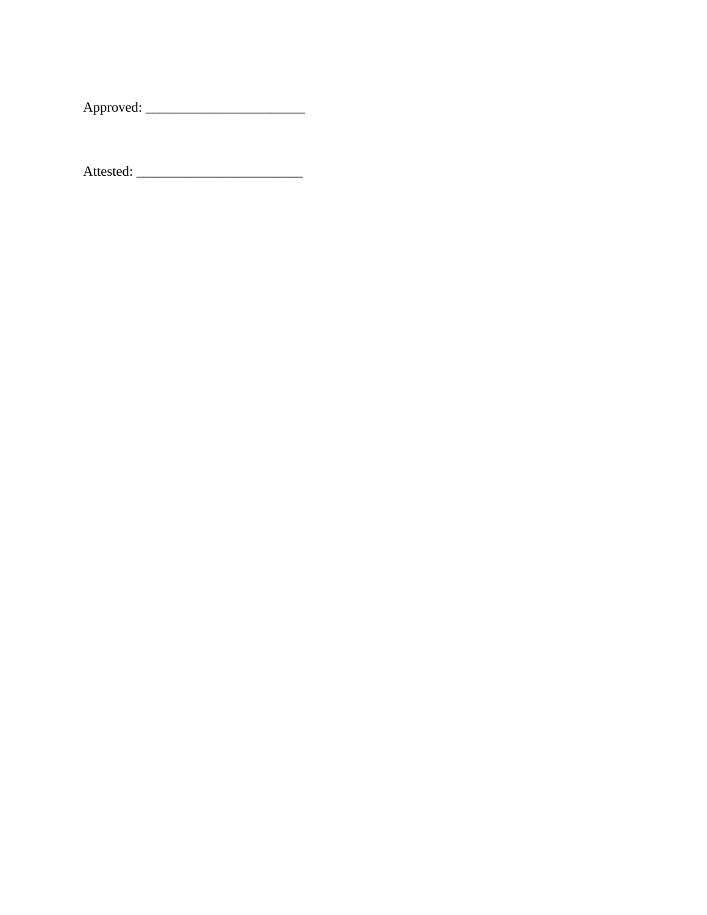Approved: _______________________

Attested: ________________________